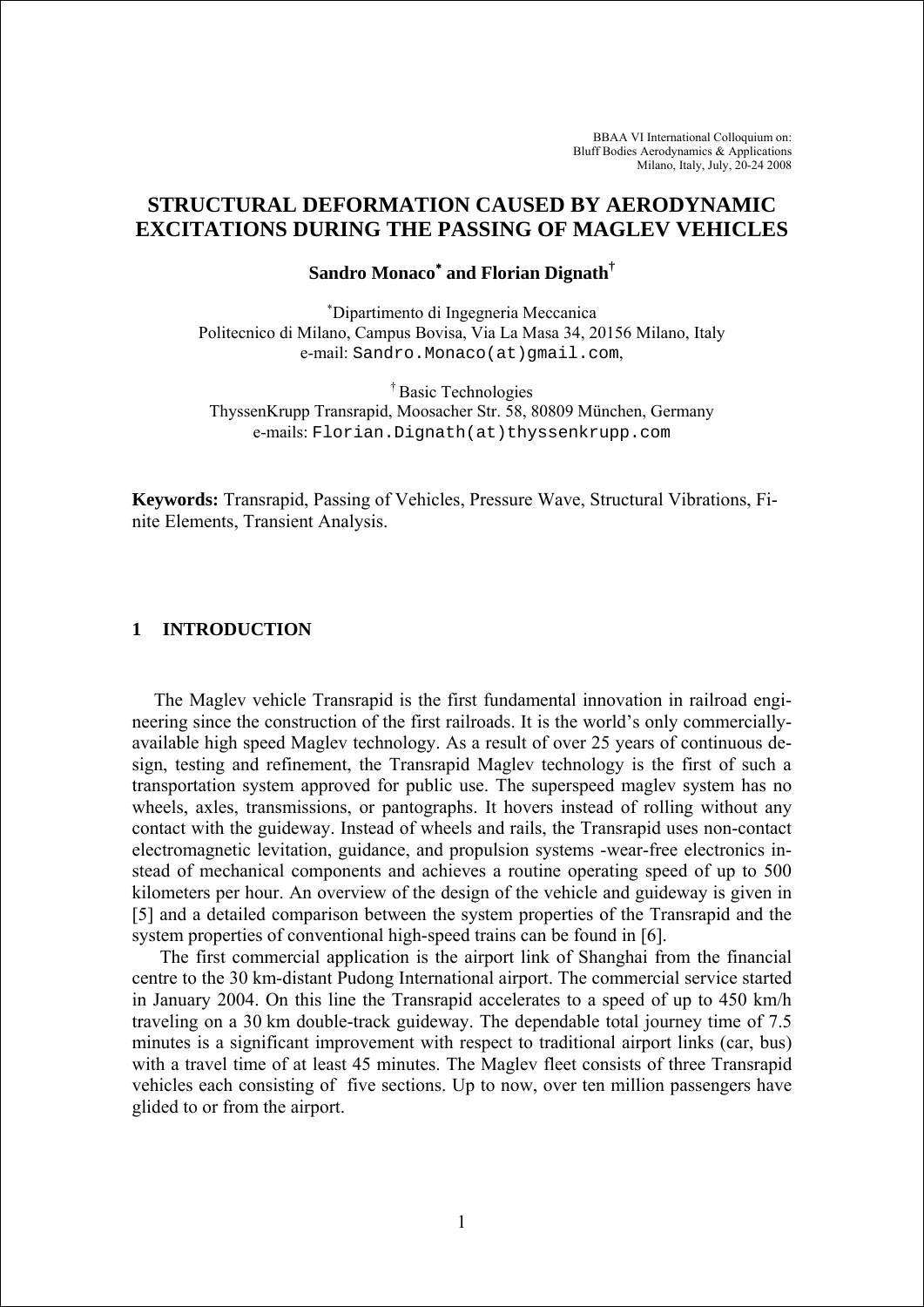BBAA VI International Colloquium on:
Bluff Bodies Aerodynamics & Applications
Milano, Italy, July, 20-24 2008

# STRUCTURAL DEFORMATION CAUSED BY AERODYNAMIC EXCITATIONS DURING THE PASSING OF MAGLEV VEHICLES

**Sandro Monaco[*] and Florian Dignath[†]**

[*]Dipartimento di Ingegneria Meccanica
Politecnico di Milano, Campus Bovisa, Via La Masa 34, 20156 Milano, Italy
e-mail: Sandro.Monaco(at)gmail.com,

[†] Basic Technologies
ThyssenKrupp Transrapid, Moosacher Str. 58, 80809 München, Germany
e-mails: Florian.Dignath(at)thyssenkrupp.com

**Keywords:** Transrapid, Passing of Vehicles, Pressure Wave, Structural Vibrations, Finite Elements, Transient Analysis.

## 1 INTRODUCTION

The Maglev vehicle Transrapid is the first fundamental innovation in railroad engineering since the construction of the first railroads. It is the world's only commercially-available high speed Maglev technology. As a result of over 25 years of continuous design, testing and refinement, the Transrapid Maglev technology is the first of such a transportation system approved for public use. The superspeed maglev system has no wheels, axles, transmissions, or pantographs. It hovers instead of rolling without any contact with the guideway. Instead of wheels and rails, the Transrapid uses non-contact electromagnetic levitation, guidance, and propulsion systems -wear-free electronics instead of mechanical components and achieves a routine operating speed of up to 500 kilometers per hour. An overview of the design of the vehicle and guideway is given in [5] and a detailed comparison between the system properties of the Transrapid and the system properties of conventional high-speed trains can be found in [6].

The first commercial application is the airport link of Shanghai from the financial centre to the 30 km-distant Pudong International airport. The commercial service started in January 2004. On this line the Transrapid accelerates to a speed of up to 450 km/h traveling on a 30 km double-track guideway. The dependable total journey time of 7.5 minutes is a significant improvement with respect to traditional airport links (car, bus) with a travel time of at least 45 minutes. The Maglev fleet consists of three Transrapid vehicles each consisting of five sections. Up to now, over ten million passengers have glided to or from the airport.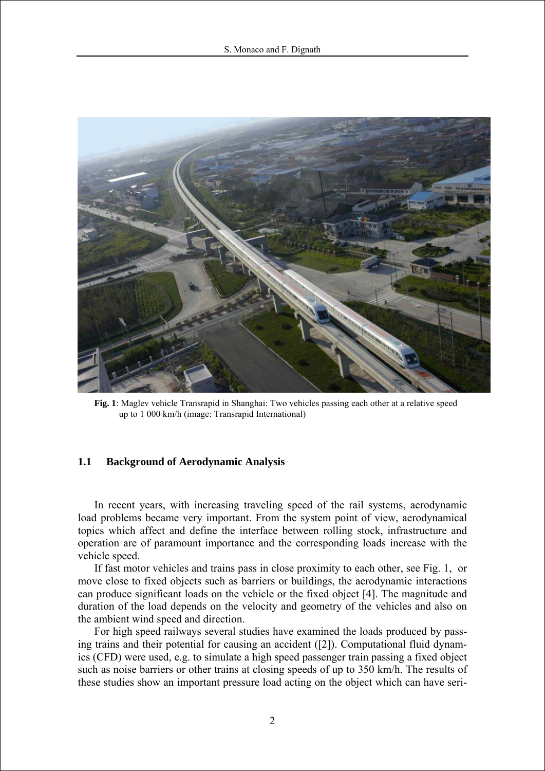**Fig. 1**: Maglev vehicle Transrapid in Shanghai: Two vehicles passing each other at a relative speed up to 1 000 km/h (image: Transrapid International)

### 1.1 Background of Aerodynamic Analysis

In recent years, with increasing traveling speed of the rail systems, aerodynamic load problems became very important. From the system point of view, aerodynamical topics which affect and define the interface between rolling stock, infrastructure and operation are of paramount importance and the corresponding loads increase with the vehicle speed.

If fast motor vehicles and trains pass in close proximity to each other, see Fig. 1, or move close to fixed objects such as barriers or buildings, the aerodynamic interactions can produce significant loads on the vehicle or the fixed object [4]. The magnitude and duration of the load depends on the velocity and geometry of the vehicles and also on the ambient wind speed and direction.

For high speed railways several studies have examined the loads produced by passing trains and their potential for causing an accident ([2]). Computational fluid dynamics (CFD) were used, e.g. to simulate a high speed passenger train passing a fixed object such as noise barriers or other trains at closing speeds of up to 350 km/h. The results of these studies show an important pressure load acting on the object which can have seri-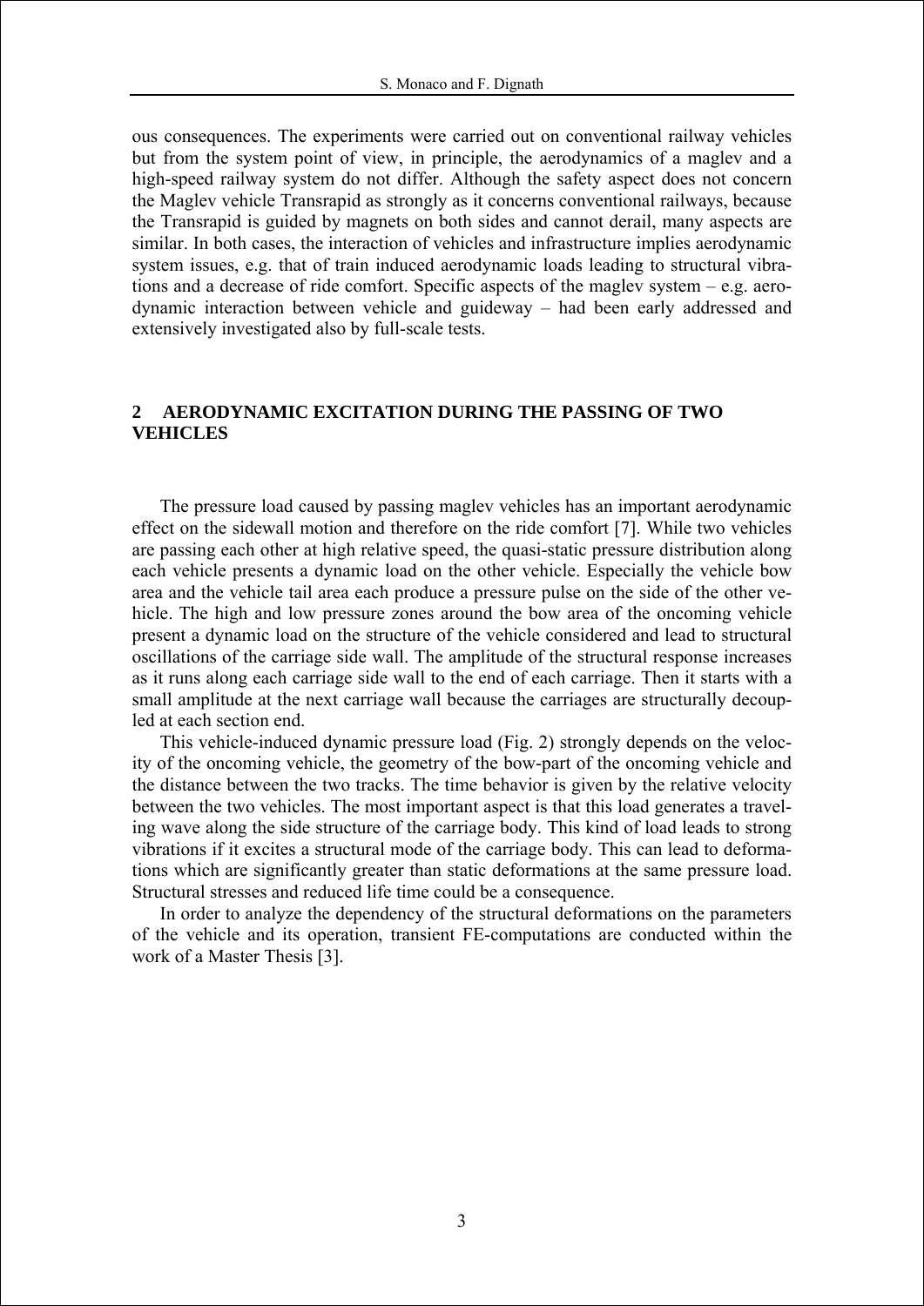ous consequences. The experiments were carried out on conventional railway vehicles but from the system point of view, in principle, the aerodynamics of a maglev and a high-speed railway system do not differ. Although the safety aspect does not concern the Maglev vehicle Transrapid as strongly as it concerns conventional railways, because the Transrapid is guided by magnets on both sides and cannot derail, many aspects are similar. In both cases, the interaction of vehicles and infrastructure implies aerodynamic system issues, e.g. that of train induced aerodynamic loads leading to structural vibrations and a decrease of ride comfort. Specific aspects of the maglev system – e.g. aerodynamic interaction between vehicle and guideway – had been early addressed and extensively investigated also by full-scale tests.

## 2 AERODYNAMIC EXCITATION DURING THE PASSING OF TWO VEHICLES

The pressure load caused by passing maglev vehicles has an important aerodynamic effect on the sidewall motion and therefore on the ride comfort [7]. While two vehicles are passing each other at high relative speed, the quasi-static pressure distribution along each vehicle presents a dynamic load on the other vehicle. Especially the vehicle bow area and the vehicle tail area each produce a pressure pulse on the side of the other vehicle. The high and low pressure zones around the bow area of the oncoming vehicle present a dynamic load on the structure of the vehicle considered and lead to structural oscillations of the carriage side wall. The amplitude of the structural response increases as it runs along each carriage side wall to the end of each carriage. Then it starts with a small amplitude at the next carriage wall because the carriages are structurally decoupled at each section end.

This vehicle-induced dynamic pressure load (Fig. 2) strongly depends on the velocity of the oncoming vehicle, the geometry of the bow-part of the oncoming vehicle and the distance between the two tracks. The time behavior is given by the relative velocity between the two vehicles. The most important aspect is that this load generates a traveling wave along the side structure of the carriage body. This kind of load leads to strong vibrations if it excites a structural mode of the carriage body. This can lead to deformations which are significantly greater than static deformations at the same pressure load. Structural stresses and reduced life time could be a consequence.

In order to analyze the dependency of the structural deformations on the parameters of the vehicle and its operation, transient FE-computations are conducted within the work of a Master Thesis [3].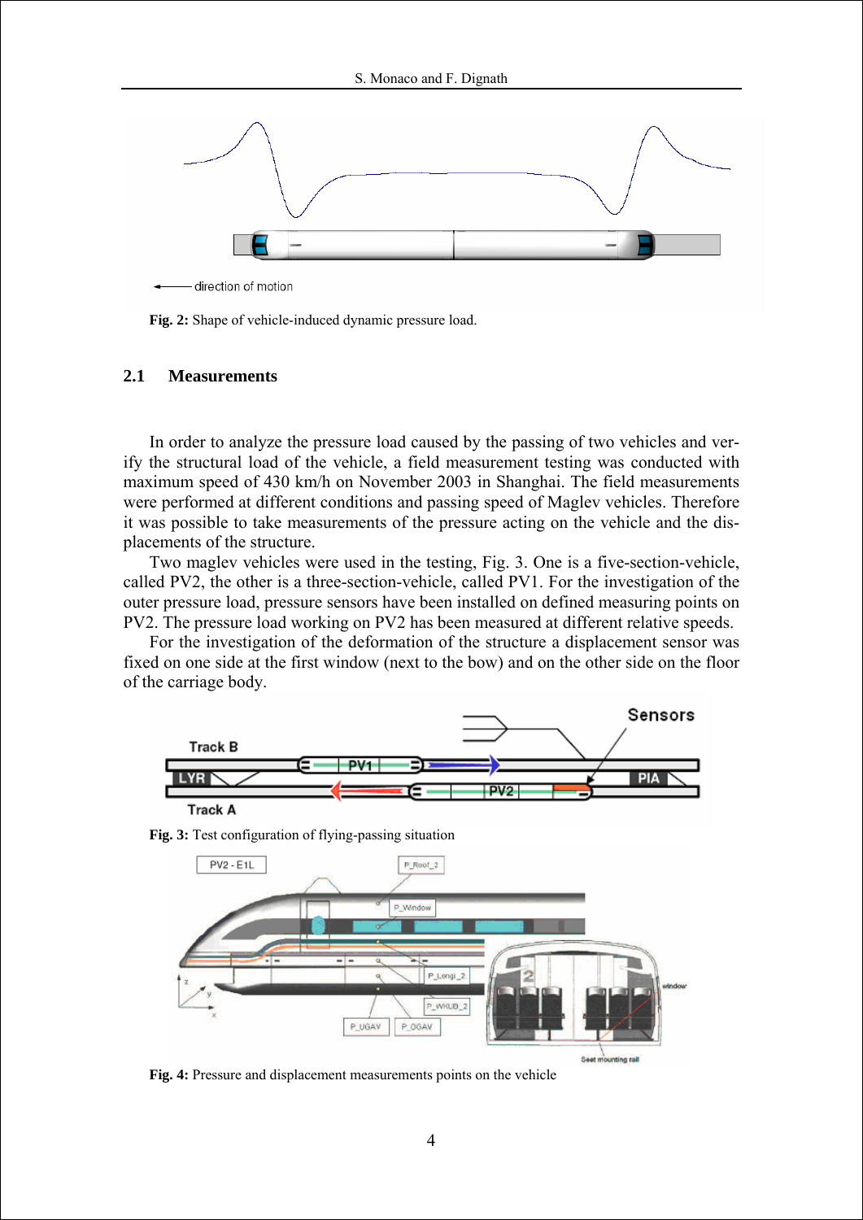Fig. 2: Shape of vehicle-induced dynamic pressure load.

### 2.1 Measurements

In order to analyze the pressure load caused by the passing of two vehicles and verify the structural load of the vehicle, a field measurement testing was conducted with maximum speed of 430 km/h on November 2003 in Shanghai. The field measurements were performed at different conditions and passing speed of Maglev vehicles. Therefore it was possible to take measurements of the pressure acting on the vehicle and the displacements of the structure.

Two maglev vehicles were used in the testing, Fig. 3. One is a five-section-vehicle, called PV2, the other is a three-section-vehicle, called PV1. For the investigation of the outer pressure load, pressure sensors have been installed on defined measuring points on PV2. The pressure load working on PV2 has been measured at different relative speeds.

For the investigation of the deformation of the structure a displacement sensor was fixed on one side at the first window (next to the bow) and on the other side on the floor of the carriage body.

Fig. 3: Test configuration of flying-passing situation

Fig. 4: Pressure and displacement measurements points on the vehicle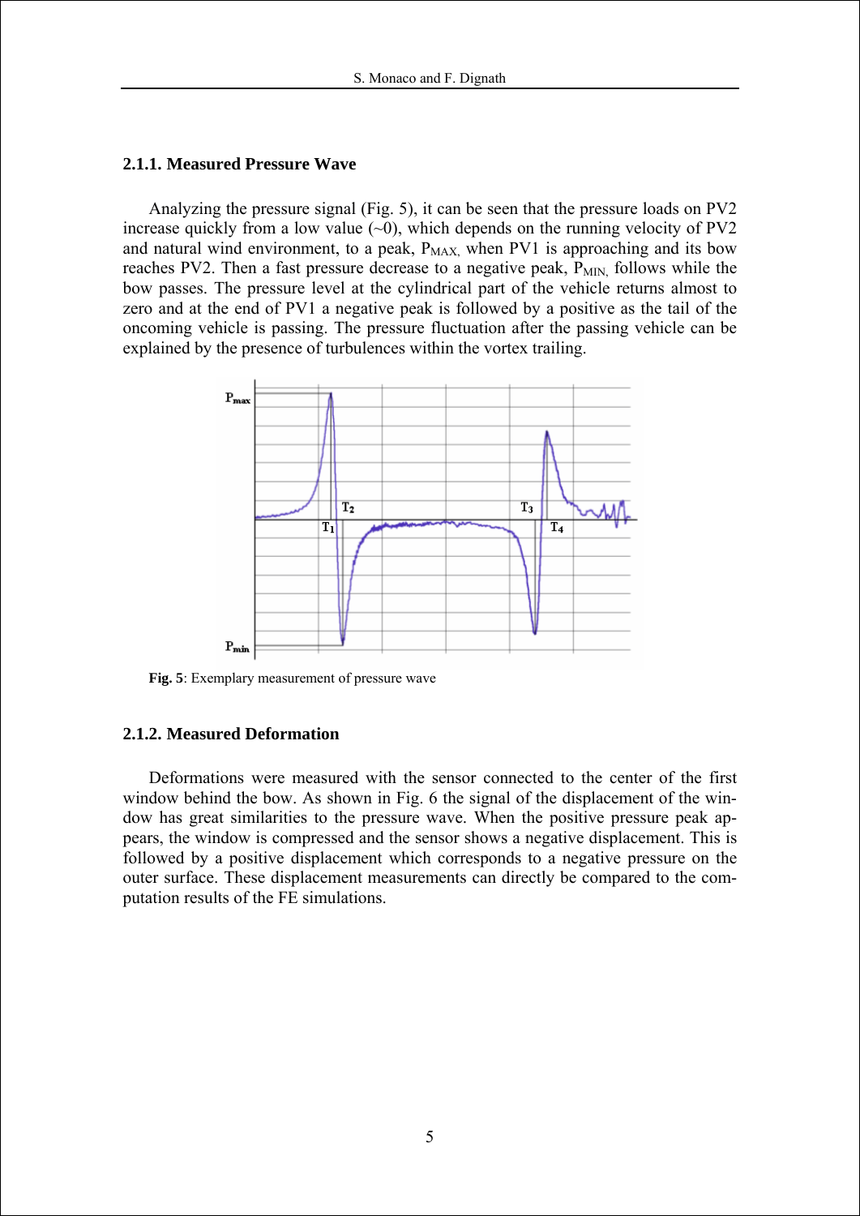### 2.1.1. Measured Pressure Wave

Analyzing the pressure signal (Fig. 5), it can be seen that the pressure loads on PV2 increase quickly from a low value (~0), which depends on the running velocity of PV2 and natural wind environment, to a peak, $P_{MAX,}$ when PV1 is approaching and its bow reaches PV2. Then a fast pressure decrease to a negative peak, $P_{MIN,}$ follows while the bow passes. The pressure level at the cylindrical part of the vehicle returns almost to zero and at the end of PV1 a negative peak is followed by a positive as the tail of the oncoming vehicle is passing. The pressure fluctuation after the passing vehicle can be explained by the presence of turbulences within the vortex trailing.

**Fig. 5**: Exemplary measurement of pressure wave

### 2.1.2. Measured Deformation

Deformations were measured with the sensor connected to the center of the first window behind the bow. As shown in Fig. 6 the signal of the displacement of the window has great similarities to the pressure wave. When the positive pressure peak appears, the window is compressed and the sensor shows a negative displacement. This is followed by a positive displacement which corresponds to a negative pressure on the outer surface. These displacement measurements can directly be compared to the computation results of the FE simulations.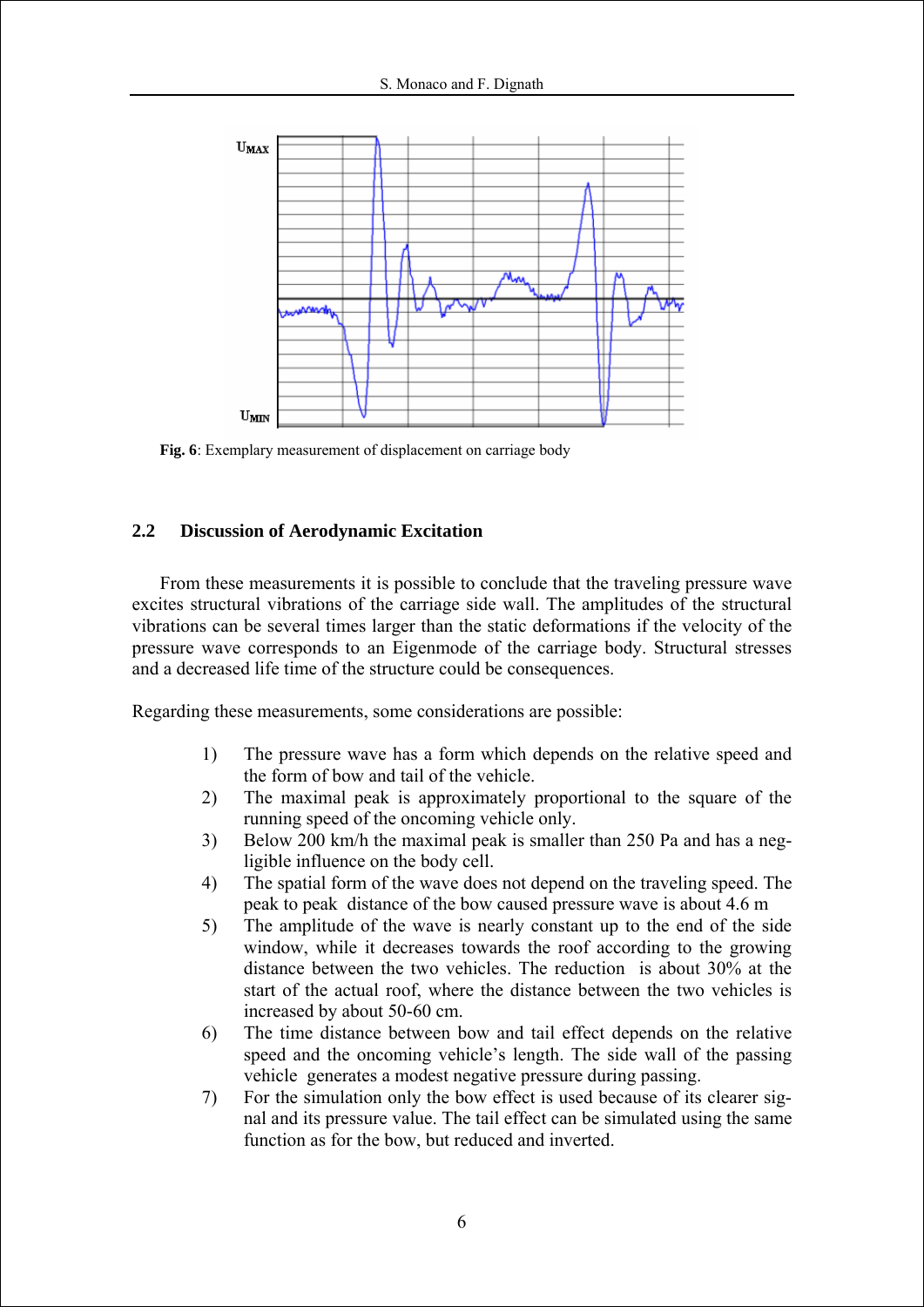Fig. 6: Exemplary measurement of displacement on carriage body

### 2.2 Discussion of Aerodynamic Excitation

From these measurements it is possible to conclude that the traveling pressure wave excites structural vibrations of the carriage side wall. The amplitudes of the structural vibrations can be several times larger than the static deformations if the velocity of the pressure wave corresponds to an Eigenmode of the carriage body. Structural stresses and a decreased life time of the structure could be consequences.

Regarding these measurements, some considerations are possible:

1) The pressure wave has a form which depends on the relative speed and the form of bow and tail of the vehicle.
2) The maximal peak is approximately proportional to the square of the running speed of the oncoming vehicle only.
3) Below 200 km/h the maximal peak is smaller than 250 Pa and has a negligible influence on the body cell.
4) The spatial form of the wave does not depend on the traveling speed. The peak to peak distance of the bow caused pressure wave is about 4.6 m
5) The amplitude of the wave is nearly constant up to the end of the side window, while it decreases towards the roof according to the growing distance between the two vehicles. The reduction is about 30% at the start of the actual roof, where the distance between the two vehicles is increased by about 50-60 cm.
6) The time distance between bow and tail effect depends on the relative speed and the oncoming vehicle's length. The side wall of the passing vehicle generates a modest negative pressure during passing.
7) For the simulation only the bow effect is used because of its clearer signal and its pressure value. The tail effect can be simulated using the same function as for the bow, but reduced and inverted.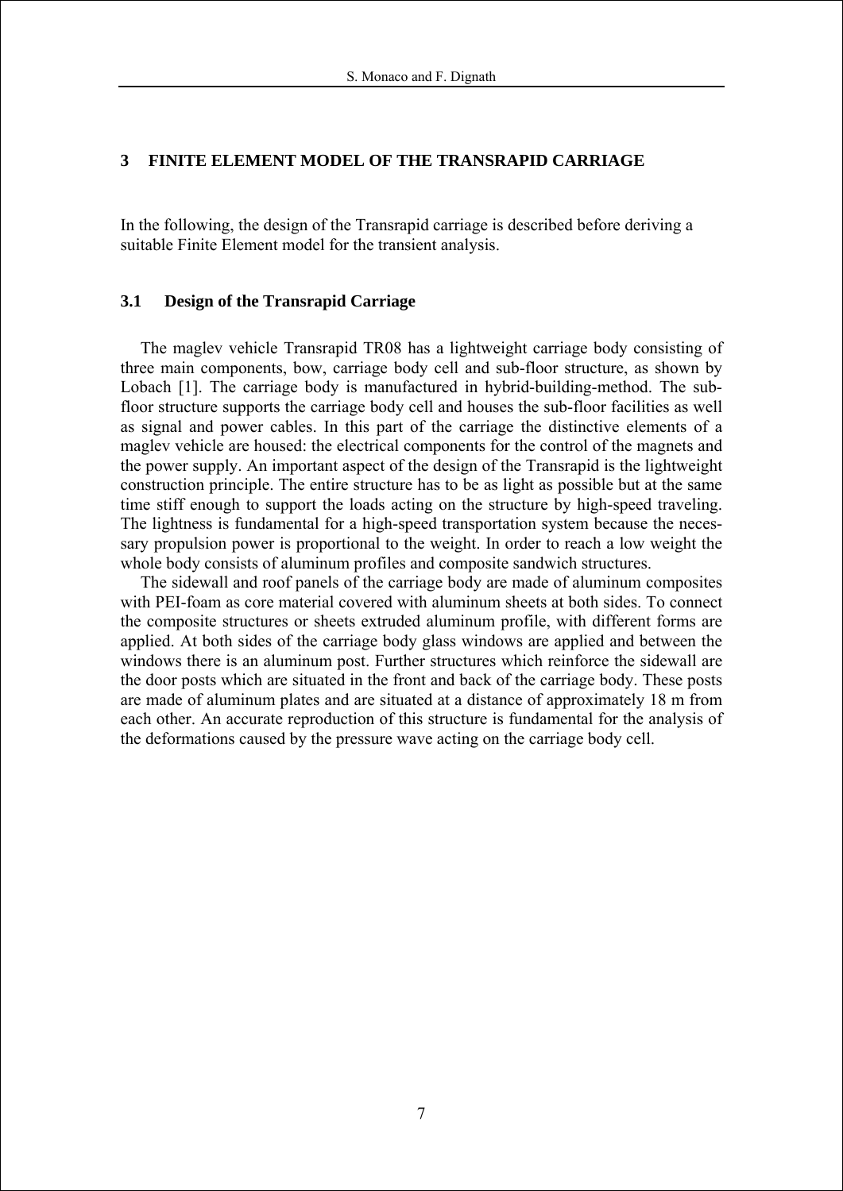## 3 FINITE ELEMENT MODEL OF THE TRANSRAPID CARRIAGE

In the following, the design of the Transrapid carriage is described before deriving a suitable Finite Element model for the transient analysis.

### 3.1 Design of the Transrapid Carriage

The maglev vehicle Transrapid TR08 has a lightweight carriage body consisting of three main components, bow, carriage body cell and sub-floor structure, as shown by Lobach [1]. The carriage body is manufactured in hybrid-building-method. The sub-floor structure supports the carriage body cell and houses the sub-floor facilities as well as signal and power cables. In this part of the carriage the distinctive elements of a maglev vehicle are housed: the electrical components for the control of the magnets and the power supply. An important aspect of the design of the Transrapid is the lightweight construction principle. The entire structure has to be as light as possible but at the same time stiff enough to support the loads acting on the structure by high-speed traveling. The lightness is fundamental for a high-speed transportation system because the necessary propulsion power is proportional to the weight. In order to reach a low weight the whole body consists of aluminum profiles and composite sandwich structures.

The sidewall and roof panels of the carriage body are made of aluminum composites with PEI-foam as core material covered with aluminum sheets at both sides. To connect the composite structures or sheets extruded aluminum profile, with different forms are applied. At both sides of the carriage body glass windows are applied and between the windows there is an aluminum post. Further structures which reinforce the sidewall are the door posts which are situated in the front and back of the carriage body. These posts are made of aluminum plates and are situated at a distance of approximately 18 m from each other. An accurate reproduction of this structure is fundamental for the analysis of the deformations caused by the pressure wave acting on the carriage body cell.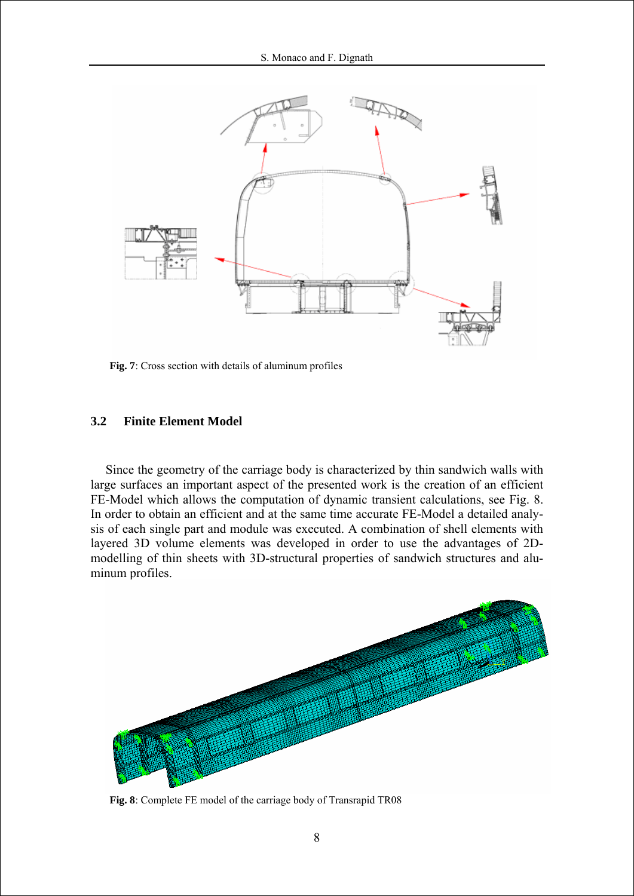**Fig. 7**: Cross section with details of aluminum profiles

### 3.2 Finite Element Model

Since the geometry of the carriage body is characterized by thin sandwich walls with large surfaces an important aspect of the presented work is the creation of an efficient FE-Model which allows the computation of dynamic transient calculations, see Fig. 8. In order to obtain an efficient and at the same time accurate FE-Model a detailed analysis of each single part and module was executed. A combination of shell elements with layered 3D volume elements was developed in order to use the advantages of 2D-modelling of thin sheets with 3D-structural properties of sandwich structures and aluminum profiles.

**Fig. 8**: Complete FE model of the carriage body of Transrapid TR08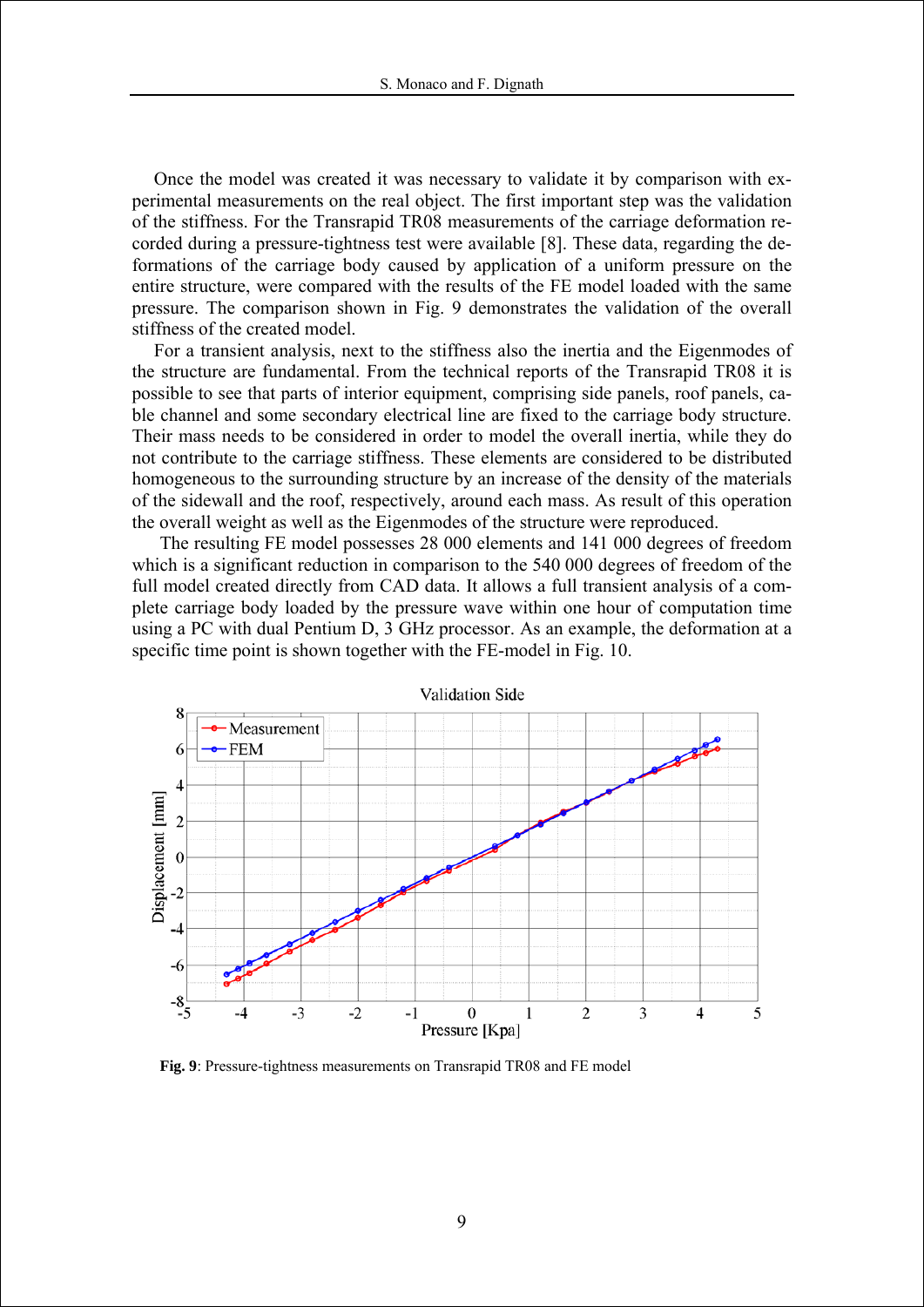Once the model was created it was necessary to validate it by comparison with experimental measurements on the real object. The first important step was the validation of the stiffness. For the Transrapid TR08 measurements of the carriage deformation recorded during a pressure-tightness test were available [8]. These data, regarding the deformations of the carriage body caused by application of a uniform pressure on the entire structure, were compared with the results of the FE model loaded with the same pressure. The comparison shown in Fig. 9 demonstrates the validation of the overall stiffness of the created model.

For a transient analysis, next to the stiffness also the inertia and the Eigenmodes of the structure are fundamental. From the technical reports of the Transrapid TR08 it is possible to see that parts of interior equipment, comprising side panels, roof panels, cable channel and some secondary electrical line are fixed to the carriage body structure. Their mass needs to be considered in order to model the overall inertia, while they do not contribute to the carriage stiffness. These elements are considered to be distributed homogeneous to the surrounding structure by an increase of the density of the materials of the sidewall and the roof, respectively, around each mass. As result of this operation the overall weight as well as the Eigenmodes of the structure were reproduced.

The resulting FE model possesses 28 000 elements and 141 000 degrees of freedom which is a significant reduction in comparison to the 540 000 degrees of freedom of the full model created directly from CAD data. It allows a full transient analysis of a complete carriage body loaded by the pressure wave within one hour of computation time using a PC with dual Pentium D, 3 GHz processor. As an example, the deformation at a specific time point is shown together with the FE-model in Fig. 10.

**Fig. 9**: Pressure-tightness measurements on Transrapid TR08 and FE model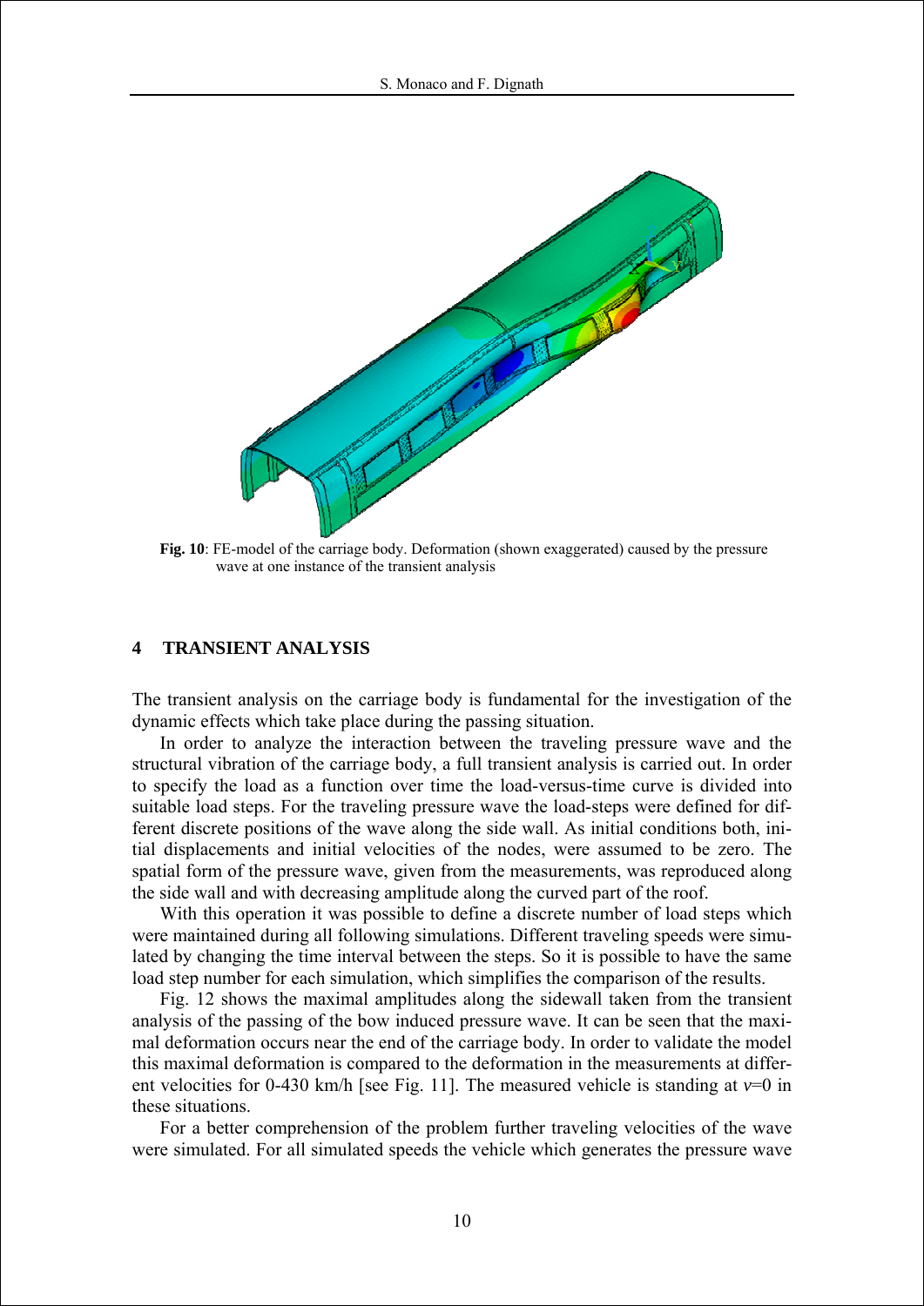**Fig. 10**: FE-model of the carriage body. Deformation (shown exaggerated) caused by the pressure wave at one instance of the transient analysis

## 4 TRANSIENT ANALYSIS

The transient analysis on the carriage body is fundamental for the investigation of the dynamic effects which take place during the passing situation.

In order to analyze the interaction between the traveling pressure wave and the structural vibration of the carriage body, a full transient analysis is carried out. In order to specify the load as a function over time the load-versus-time curve is divided into suitable load steps. For the traveling pressure wave the load-steps were defined for different discrete positions of the wave along the side wall. As initial conditions both, initial displacements and initial velocities of the nodes, were assumed to be zero. The spatial form of the pressure wave, given from the measurements, was reproduced along the side wall and with decreasing amplitude along the curved part of the roof.

With this operation it was possible to define a discrete number of load steps which were maintained during all following simulations. Different traveling speeds were simulated by changing the time interval between the steps. So it is possible to have the same load step number for each simulation, which simplifies the comparison of the results.

Fig. 12 shows the maximal amplitudes along the sidewall taken from the transient analysis of the passing of the bow induced pressure wave. It can be seen that the maximal deformation occurs near the end of the carriage body. In order to validate the model this maximal deformation is compared to the deformation in the measurements at different velocities for 0-430 km/h [see Fig. 11]. The measured vehicle is standing at $v$=0 in these situations.

For a better comprehension of the problem further traveling velocities of the wave were simulated. For all simulated speeds the vehicle which generates the pressure wave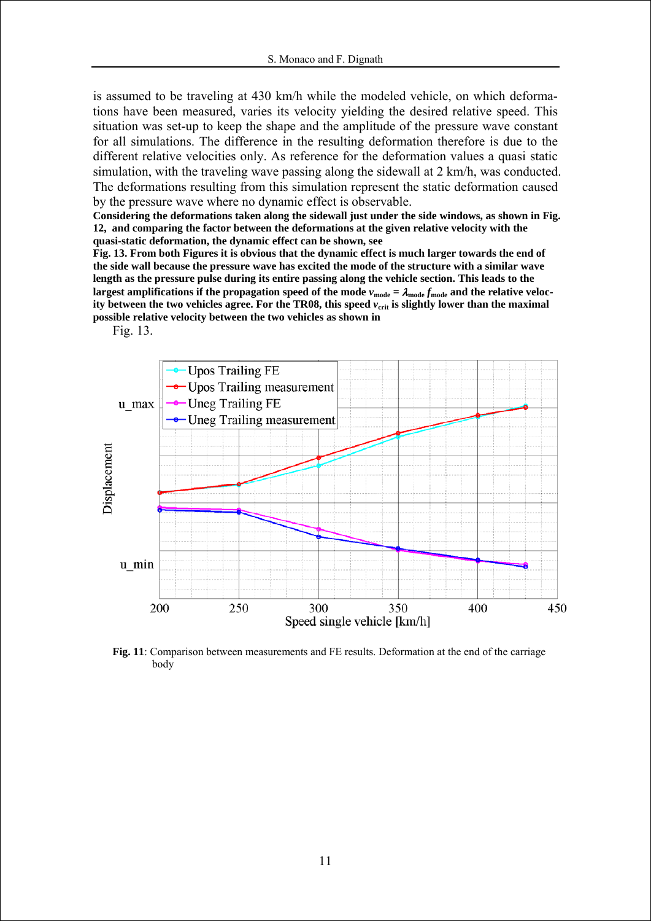is assumed to be traveling at 430 km/h while the modeled vehicle, on which deformations have been measured, varies its velocity yielding the desired relative speed. This situation was set-up to keep the shape and the amplitude of the pressure wave constant for all simulations. The difference in the resulting deformation therefore is due to the different relative velocities only. As reference for the deformation values a quasi static simulation, with the traveling wave passing along the sidewall at 2 km/h, was conducted. The deformations resulting from this simulation represent the static deformation caused by the pressure wave where no dynamic effect is observable.

**Considering the deformations taken along the sidewall just under the side windows, as shown in Fig. 12, and comparing the factor between the deformations at the given relative velocity with the quasi-static deformation, the dynamic effect can be shown, see**

**Fig. 13. From both Figures it is obvious that the dynamic effect is much larger towards the end of the side wall because the pressure wave has excited the mode of the structure with a similar wave length as the pressure pulse during its entire passing along the vehicle section. This leads to the largest amplifications if the propagation speed of the mode $v_{mode} = \lambda_{mode} f_{mode}$ and the relative velocity between the two vehicles agree. For the TR08, this speed $v_{crit}$ is slightly lower than the maximal possible relative velocity between the two vehicles as shown in**

Fig. 13.

**Fig. 11**: Comparison between measurements and FE results. Deformation at the end of the carriage body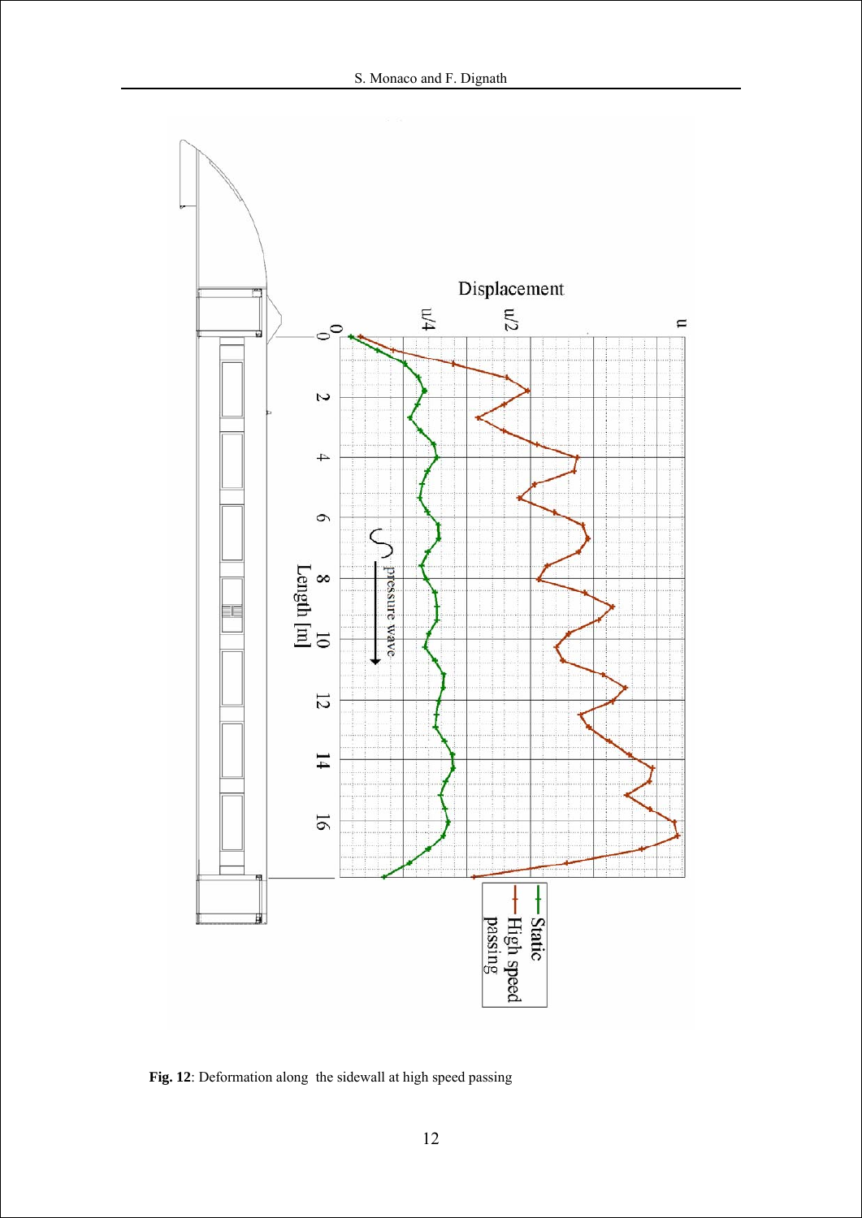**Fig. 12**: Deformation along the sidewall at high speed passing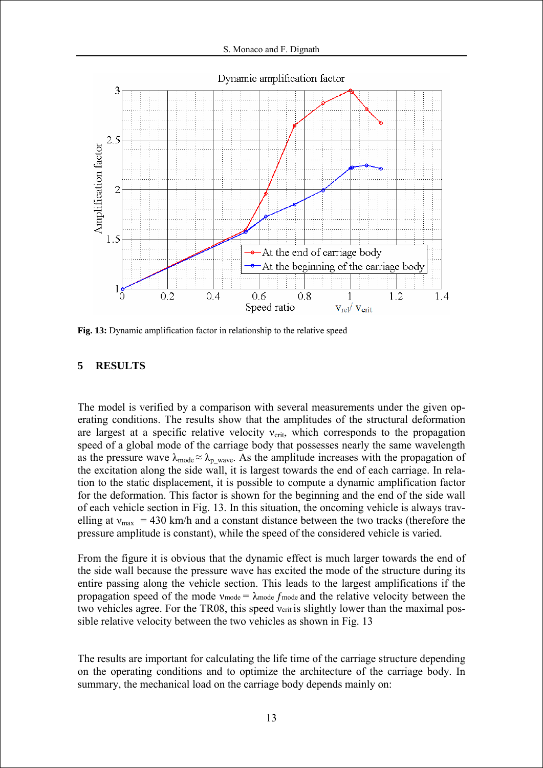**Fig. 13:** Dynamic amplification factor in relationship to the relative speed

## 5 RESULTS

The model is verified by a comparison with several measurements under the given operating conditions. The results show that the amplitudes of the structural deformation are largest at a specific relative velocity $v_{crit}$, which corresponds to the propagation speed of a global mode of the carriage body that possesses nearly the same wavelength as the pressure wave $\lambda_{mode} \approx \lambda_{p\_wave}$. As the amplitude increases with the propagation of the excitation along the side wall, it is largest towards the end of each carriage. In relation to the static displacement, it is possible to compute a dynamic amplification factor for the deformation. This factor is shown for the beginning and the end of the side wall of each vehicle section in Fig. 13. In this situation, the oncoming vehicle is always travelling at $v_{max}$ = 430 km/h and a constant distance between the two tracks (therefore the pressure amplitude is constant), while the speed of the considered vehicle is varied.

From the figure it is obvious that the dynamic effect is much larger towards the end of the side wall because the pressure wave has excited the mode of the structure during its entire passing along the vehicle section. This leads to the largest amplifications if the propagation speed of the mode $v_{mode} = \lambda_{mode} f_{mode}$ and the relative velocity between the two vehicles agree. For the TR08, this speed $v_{crit}$ is slightly lower than the maximal possible relative velocity between the two vehicles as shown in Fig. 13

The results are important for calculating the life time of the carriage structure depending on the operating conditions and to optimize the architecture of the carriage body. In summary, the mechanical load on the carriage body depends mainly on: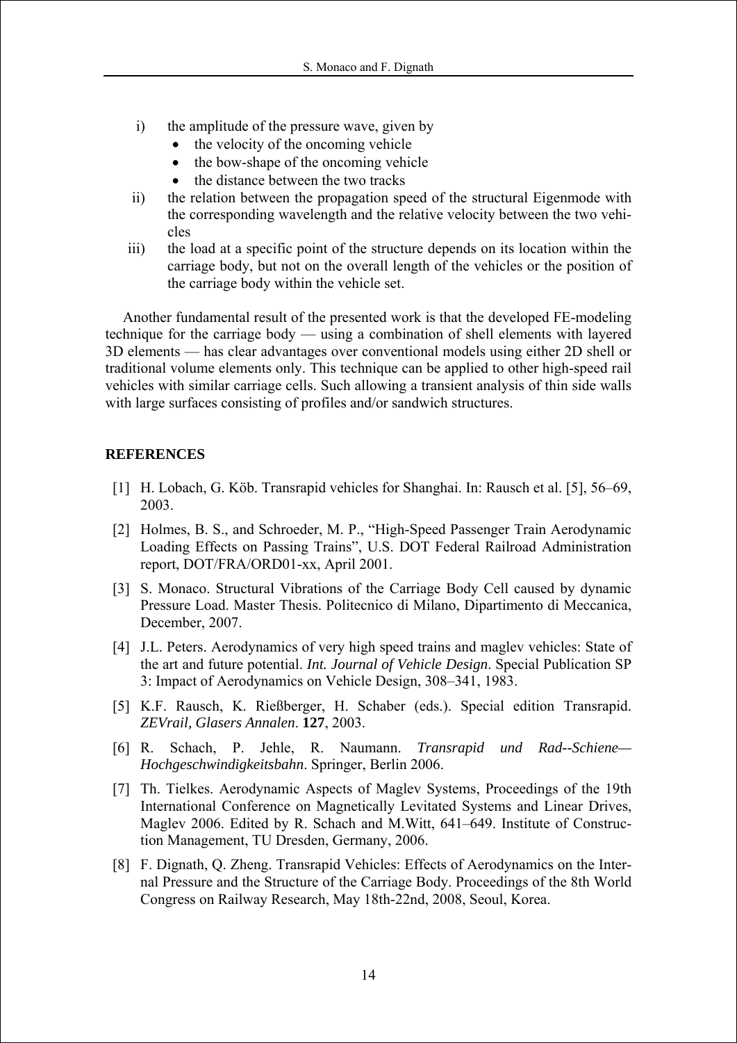i) the amplitude of the pressure wave, given by
   - the velocity of the oncoming vehicle
   - the bow-shape of the oncoming vehicle
   - the distance between the two tracks

ii) the relation between the propagation speed of the structural Eigenmode with the corresponding wavelength and the relative velocity between the two vehicles

iii) the load at a specific point of the structure depends on its location within the carriage body, but not on the overall length of the vehicles or the position of the carriage body within the vehicle set.

Another fundamental result of the presented work is that the developed FE-modeling technique for the carriage body — using a combination of shell elements with layered 3D elements — has clear advantages over conventional models using either 2D shell or traditional volume elements only. This technique can be applied to other high-speed rail vehicles with similar carriage cells. Such allowing a transient analysis of thin side walls with large surfaces consisting of profiles and/or sandwich structures.

## REFERENCES

[1] H. Lobach, G. Köb. Transrapid vehicles for Shanghai. In: Rausch et al. [5], 56–69, 2003.

[2] Holmes, B. S., and Schroeder, M. P., "High-Speed Passenger Train Aerodynamic Loading Effects on Passing Trains", U.S. DOT Federal Railroad Administration report, DOT/FRA/ORD01-xx, April 2001.

[3] S. Monaco. Structural Vibrations of the Carriage Body Cell caused by dynamic Pressure Load. Master Thesis. Politecnico di Milano, Dipartimento di Meccanica, December, 2007.

[4] J.L. Peters. Aerodynamics of very high speed trains and maglev vehicles: State of the art and future potential. *Int. Journal of Vehicle Design*. Special Publication SP 3: Impact of Aerodynamics on Vehicle Design, 308–341, 1983.

[5] K.F. Rausch, K. Rießberger, H. Schaber (eds.). Special edition Transrapid. *ZEVrail, Glasers Annalen*. **127**, 2003.

[6] R. Schach, P. Jehle, R. Naumann. *Transrapid und Rad--Schiene—Hochgeschwindigkeitsbahn*. Springer, Berlin 2006.

[7] Th. Tielkes. Aerodynamic Aspects of Maglev Systems, Proceedings of the 19th International Conference on Magnetically Levitated Systems and Linear Drives, Maglev 2006. Edited by R. Schach and M.Witt, 641–649. Institute of Construction Management, TU Dresden, Germany, 2006.

[8] F. Dignath, Q. Zheng. Transrapid Vehicles: Effects of Aerodynamics on the Internal Pressure and the Structure of the Carriage Body. Proceedings of the 8th World Congress on Railway Research, May 18th-22nd, 2008, Seoul, Korea.